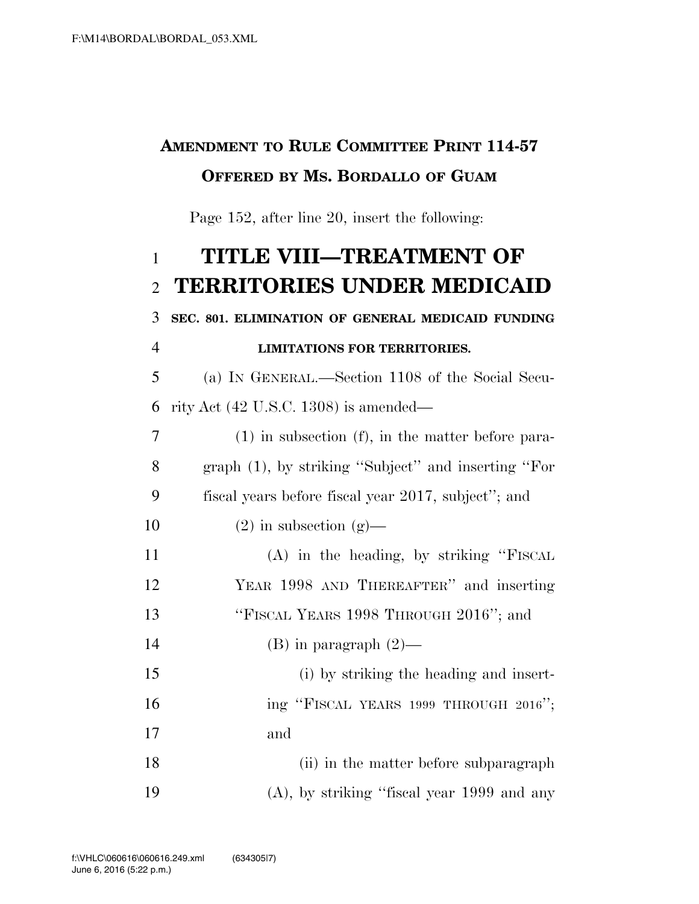**AMENDMENT TO RULE COMMITTEE PRINT 114-57**

**OFFERED BY MS. BORDALLO OF GUAM**

Page 152, after line 20, insert the following:

# TITLE VIII—TREATMENT OF TERRITORIES UNDER MEDICAID

**SEC. 801. ELIMINATION OF GENERAL MEDICAID FUNDING LIMITATIONS FOR TERRITORIES.**

(a) IN GENERAL.—Section 1108 of the Social Security Act (42 U.S.C. 1308) is amended—

(1) in subsection (f), in the matter before paragraph (1), by striking "Subject" and inserting "For fiscal years before fiscal year 2017, subject"; and

(2) in subsection (g)—

(A) in the heading, by striking "FISCAL YEAR 1998 AND THEREAFTER" and inserting "FISCAL YEARS 1998 THROUGH 2016"; and

(B) in paragraph (2)—

(i) by striking the heading and inserting "FISCAL YEARS 1999 THROUGH 2016"; and

(ii) in the matter before subparagraph (A), by striking "fiscal year 1999 and any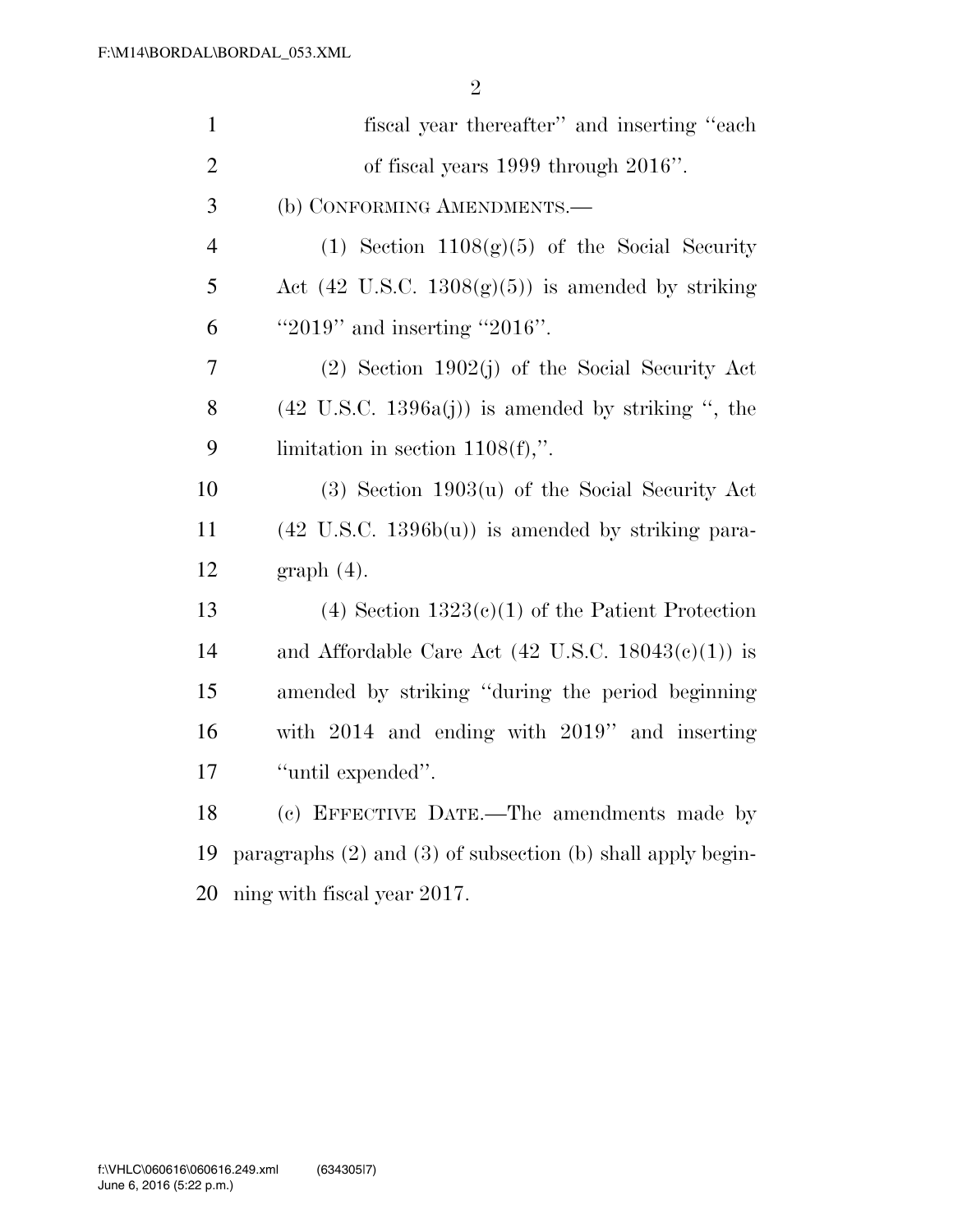fiscal year thereafter'' and inserting ''each of fiscal years 1999 through 2016''.

(b) CONFORMING AMENDMENTS.—

(1) Section 1108(g)(5) of the Social Security Act (42 U.S.C. 1308(g)(5)) is amended by striking ''2019'' and inserting ''2016''.

(2) Section 1902(j) of the Social Security Act (42 U.S.C. 1396a(j)) is amended by striking '', the limitation in section 1108(f),''.

(3) Section 1903(u) of the Social Security Act (42 U.S.C. 1396b(u)) is amended by striking paragraph (4).

(4) Section 1323(c)(1) of the Patient Protection and Affordable Care Act (42 U.S.C. 18043(c)(1)) is amended by striking ''during the period beginning with 2014 and ending with 2019'' and inserting ''until expended''.

(c) EFFECTIVE DATE.—The amendments made by paragraphs (2) and (3) of subsection (b) shall apply beginning with fiscal year 2017.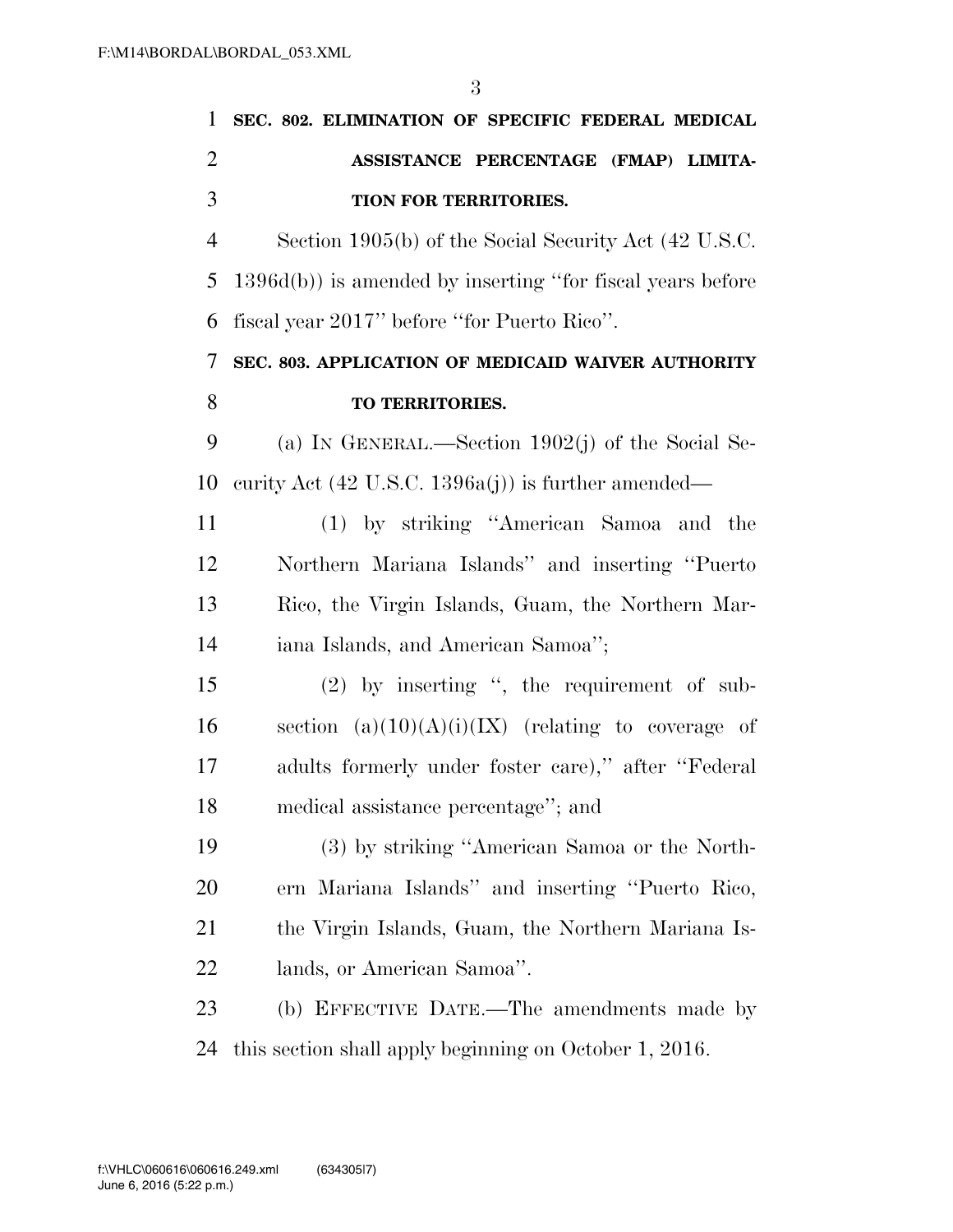**SEC. 802. ELIMINATION OF SPECIFIC FEDERAL MEDICAL ASSISTANCE PERCENTAGE (FMAP) LIMITATION FOR TERRITORIES.**

Section 1905(b) of the Social Security Act (42 U.S.C. 1396d(b)) is amended by inserting ''for fiscal years before fiscal year 2017'' before ''for Puerto Rico''.

**SEC. 803. APPLICATION OF MEDICAID WAIVER AUTHORITY TO TERRITORIES.**

(a) IN GENERAL.—Section 1902(j) of the Social Security Act (42 U.S.C. 1396a(j)) is further amended—

(1) by striking ''American Samoa and the Northern Mariana Islands'' and inserting ''Puerto Rico, the Virgin Islands, Guam, the Northern Mariana Islands, and American Samoa'';

(2) by inserting '', the requirement of subsection (a)(10)(A)(i)(IX) (relating to coverage of adults formerly under foster care),'' after ''Federal medical assistance percentage''; and

(3) by striking ''American Samoa or the Northern Mariana Islands'' and inserting ''Puerto Rico, the Virgin Islands, Guam, the Northern Mariana Islands, or American Samoa''.

(b) EFFECTIVE DATE.—The amendments made by this section shall apply beginning on October 1, 2016.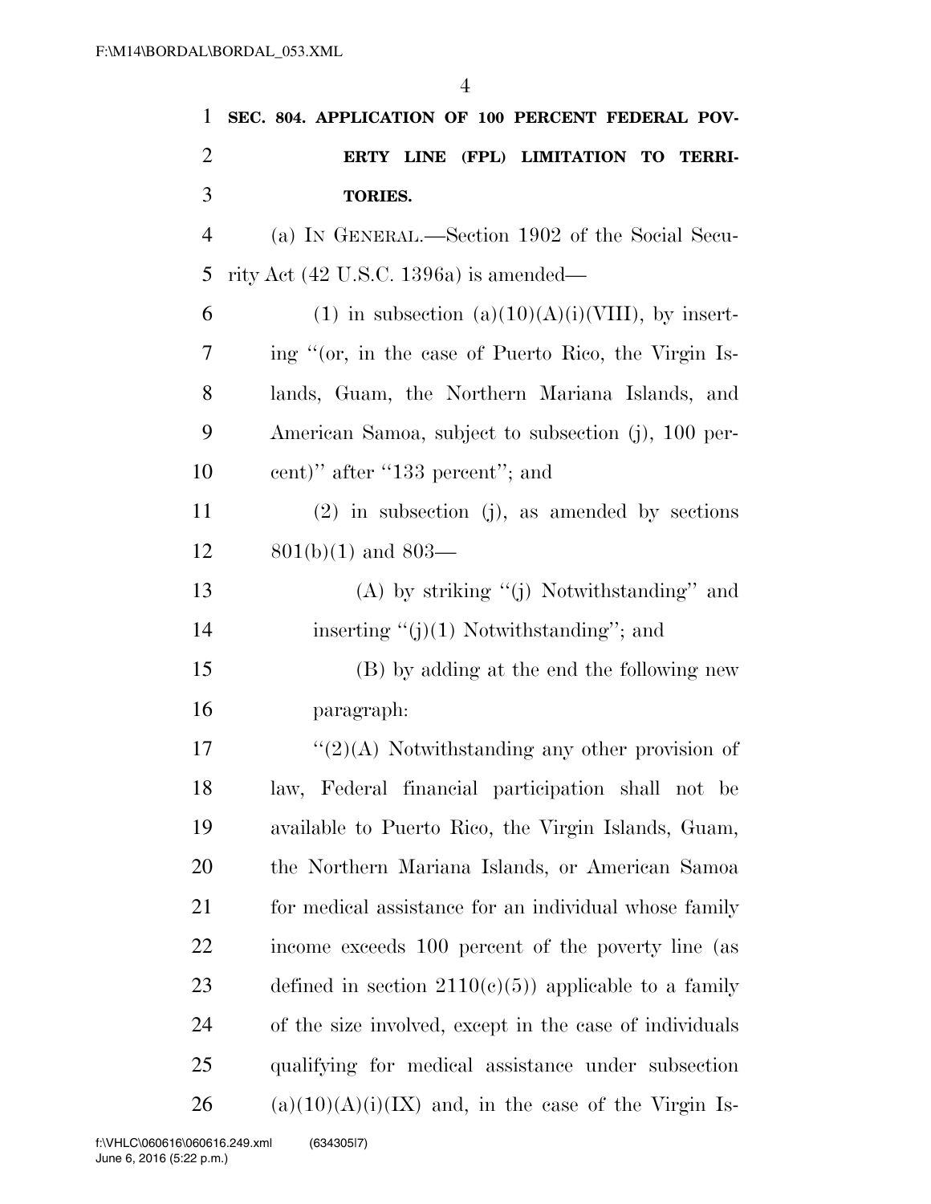**SEC. 804. APPLICATION OF 100 PERCENT FEDERAL POVERTY LINE (FPL) LIMITATION TO TERRITORIES.**

(a) IN GENERAL.—Section 1902 of the Social Security Act (42 U.S.C. 1396a) is amended—

(1) in subsection (a)(10)(A)(i)(VIII), by inserting "(or, in the case of Puerto Rico, the Virgin Islands, Guam, the Northern Mariana Islands, and American Samoa, subject to subsection (j), 100 percent)" after "133 percent"; and

(2) in subsection (j), as amended by sections 801(b)(1) and 803—

(A) by striking "(j) Notwithstanding" and inserting "(j)(1) Notwithstanding"; and

(B) by adding at the end the following new paragraph:

"(2)(A) Notwithstanding any other provision of law, Federal financial participation shall not be available to Puerto Rico, the Virgin Islands, Guam, the Northern Mariana Islands, or American Samoa for medical assistance for an individual whose family income exceeds 100 percent of the poverty line (as defined in section 2110(c)(5)) applicable to a family of the size involved, except in the case of individuals qualifying for medical assistance under subsection (a)(10)(A)(i)(IX) and, in the case of the Virgin Is-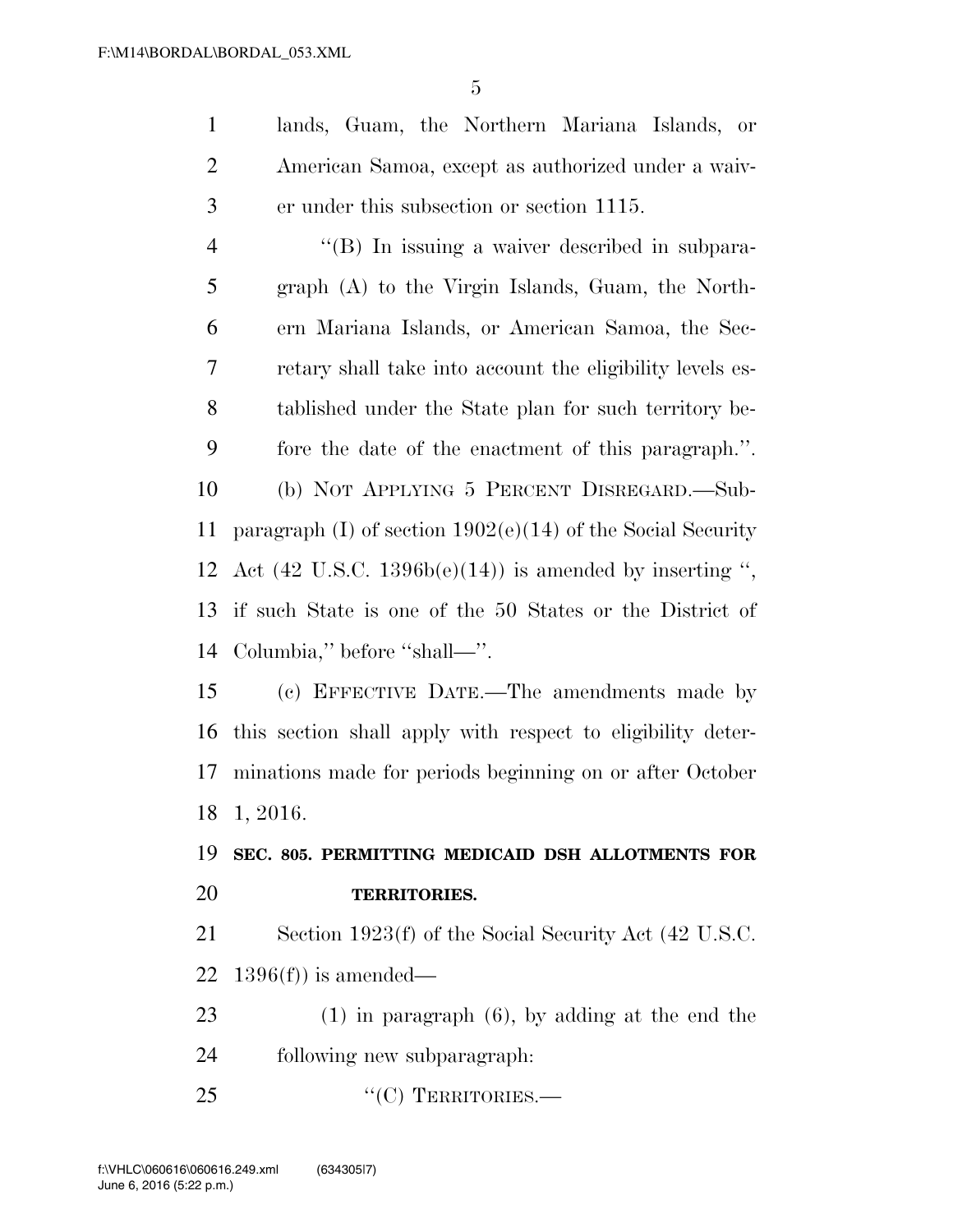lands, Guam, the Northern Mariana Islands, or American Samoa, except as authorized under a waiver under this subsection or section 1115.

''(B) In issuing a waiver described in subparagraph (A) to the Virgin Islands, Guam, the Northern Mariana Islands, or American Samoa, the Secretary shall take into account the eligibility levels established under the State plan for such territory before the date of the enactment of this paragraph.''.

(b) NOT APPLYING 5 PERCENT DISREGARD.—Subparagraph (I) of section 1902(e)(14) of the Social Security Act (42 U.S.C. 1396b(e)(14)) is amended by inserting '', if such State is one of the 50 States or the District of Columbia,'' before ''shall—''.

(c) EFFECTIVE DATE.—The amendments made by this section shall apply with respect to eligibility determinations made for periods beginning on or after October 1, 2016.

**SEC. 805. PERMITTING MEDICAID DSH ALLOTMENTS FOR TERRITORIES.**

Section 1923(f) of the Social Security Act (42 U.S.C. 1396(f)) is amended—

(1) in paragraph (6), by adding at the end the following new subparagraph:

''(C) TERRITORIES.—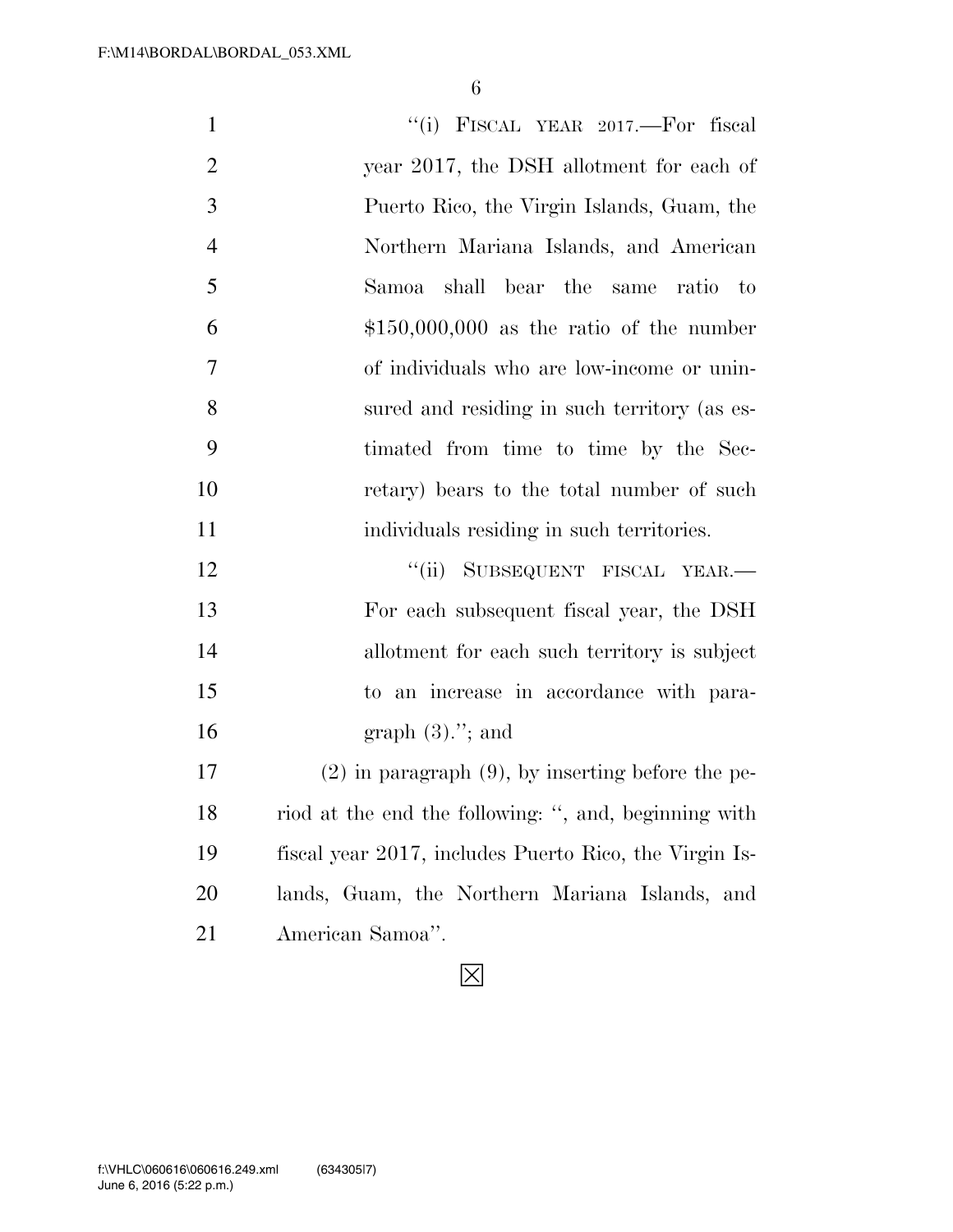"(i) FISCAL YEAR 2017.—For fiscal year 2017, the DSH allotment for each of Puerto Rico, the Virgin Islands, Guam, the Northern Mariana Islands, and American Samoa shall bear the same ratio to $150,000,000 as the ratio of the number of individuals who are low-income or uninsured and residing in such territory (as estimated from time to time by the Secretary) bears to the total number of such individuals residing in such territories.

"(ii) SUBSEQUENT FISCAL YEAR.—For each subsequent fiscal year, the DSH allotment for each such territory is subject to an increase in accordance with paragraph (3)."; and

(2) in paragraph (9), by inserting before the period at the end the following: ", and, beginning with fiscal year 2017, includes Puerto Rico, the Virgin Islands, Guam, the Northern Mariana Islands, and American Samoa".